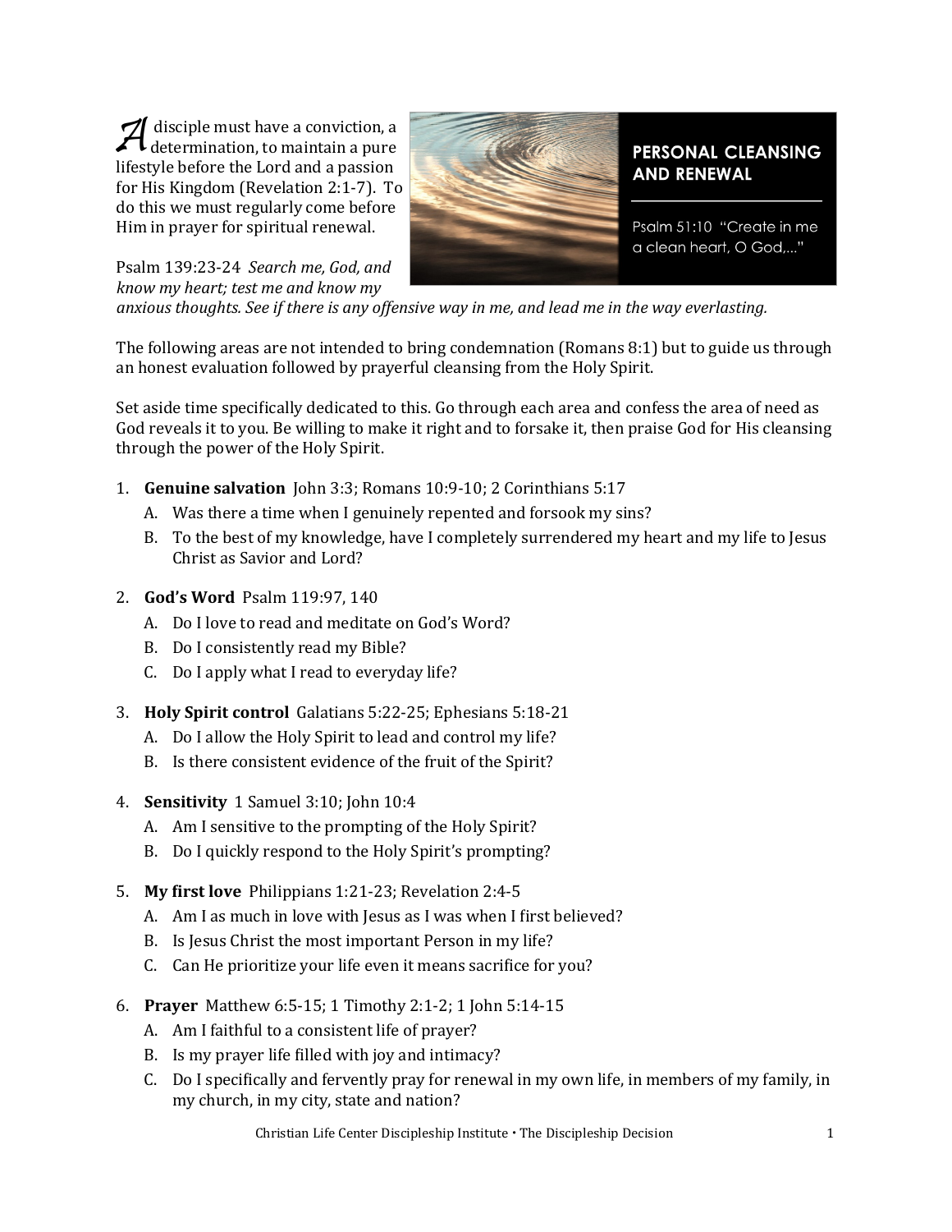## PERSONAL CLEANSING AND RENEWAL

Psalm 51:10 "Create in me a clean heart, O God,..."

A disciple must have a conviction, a determination, to maintain a pure lifestyle before the Lord and a passion for His Kingdom (Revelation 2:1-7). To do this we must regularly come before Him in prayer for spiritual renewal.

Psalm 139:23-24 *Search me, God, and know my heart; test me and know my anxious thoughts. See if there is any offensive way in me, and lead me in the way everlasting.*

The following areas are not intended to bring condemnation (Romans 8:1) but to guide us through an honest evaluation followed by prayerful cleansing from the Holy Spirit.

Set aside time specifically dedicated to this. Go through each area and confess the area of need as God reveals it to you. Be willing to make it right and to forsake it, then praise God for His cleansing through the power of the Holy Spirit.

1. **Genuine salvation** John 3:3; Romans 10:9-10; 2 Corinthians 5:17
   - A. Was there a time when I genuinely repented and forsook my sins?
   - B. To the best of my knowledge, have I completely surrendered my heart and my life to Jesus Christ as Savior and Lord?

2. **God's Word** Psalm 119:97, 140
   - A. Do I love to read and meditate on God's Word?
   - B. Do I consistently read my Bible?
   - C. Do I apply what I read to everyday life?

3. **Holy Spirit control** Galatians 5:22-25; Ephesians 5:18-21
   - A. Do I allow the Holy Spirit to lead and control my life?
   - B. Is there consistent evidence of the fruit of the Spirit?

4. **Sensitivity** 1 Samuel 3:10; John 10:4
   - A. Am I sensitive to the prompting of the Holy Spirit?
   - B. Do I quickly respond to the Holy Spirit's prompting?

5. **My first love** Philippians 1:21-23; Revelation 2:4-5
   - A. Am I as much in love with Jesus as I was when I first believed?
   - B. Is Jesus Christ the most important Person in my life?
   - C. Can He prioritize your life even it means sacrifice for you?

6. **Prayer** Matthew 6:5-15; 1 Timothy 2:1-2; 1 John 5:14-15
   - A. Am I faithful to a consistent life of prayer?
   - B. Is my prayer life filled with joy and intimacy?
   - C. Do I specifically and fervently pray for renewal in my own life, in members of my family, in my church, in my city, state and nation?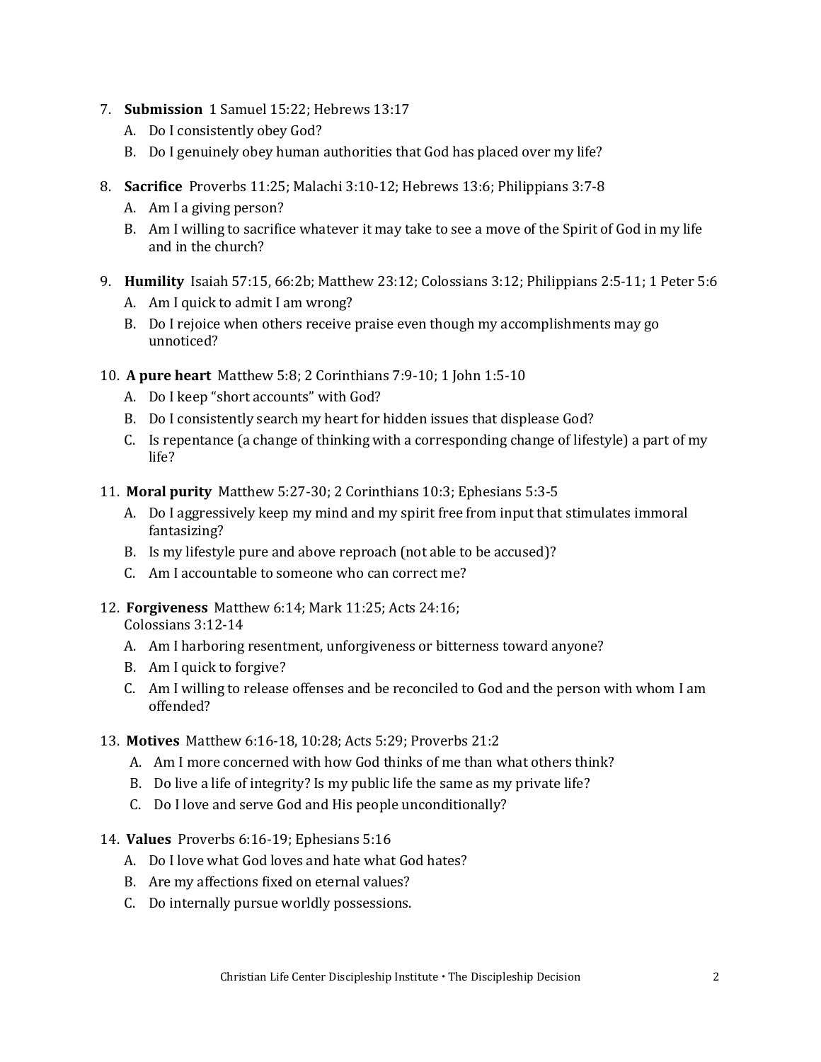7. **Submission** 1 Samuel 15:22; Hebrews 13:17
   A. Do I consistently obey God?
   B. Do I genuinely obey human authorities that God has placed over my life?

8. **Sacrifice** Proverbs 11:25; Malachi 3:10-12; Hebrews 13:6; Philippians 3:7-8
   A. Am I a giving person?
   B. Am I willing to sacrifice whatever it may take to see a move of the Spirit of God in my life and in the church?

9. **Humility** Isaiah 57:15, 66:2b; Matthew 23:12; Colossians 3:12; Philippians 2:5-11; 1 Peter 5:6
   A. Am I quick to admit I am wrong?
   B. Do I rejoice when others receive praise even though my accomplishments may go unnoticed?

10. **A pure heart** Matthew 5:8; 2 Corinthians 7:9-10; 1 John 1:5-10
    A. Do I keep "short accounts" with God?
    B. Do I consistently search my heart for hidden issues that displease God?
    C. Is repentance (a change of thinking with a corresponding change of lifestyle) a part of my life?

11. **Moral purity** Matthew 5:27-30; 2 Corinthians 10:3; Ephesians 5:3-5
    A. Do I aggressively keep my mind and my spirit free from input that stimulates immoral fantasizing?
    B. Is my lifestyle pure and above reproach (not able to be accused)?
    C. Am I accountable to someone who can correct me?

12. **Forgiveness** Matthew 6:14; Mark 11:25; Acts 24:16; Colossians 3:12-14
    A. Am I harboring resentment, unforgiveness or bitterness toward anyone?
    B. Am I quick to forgive?
    C. Am I willing to release offenses and be reconciled to God and the person with whom I am offended?

13. **Motives** Matthew 6:16-18, 10:28; Acts 5:29; Proverbs 21:2
    A. Am I more concerned with how God thinks of me than what others think?
    B. Do live a life of integrity? Is my public life the same as my private life?
    C. Do I love and serve God and His people unconditionally?

14. **Values** Proverbs 6:16-19; Ephesians 5:16
    A. Do I love what God loves and hate what God hates?
    B. Are my affections fixed on eternal values?
    C. Do internally pursue worldly possessions.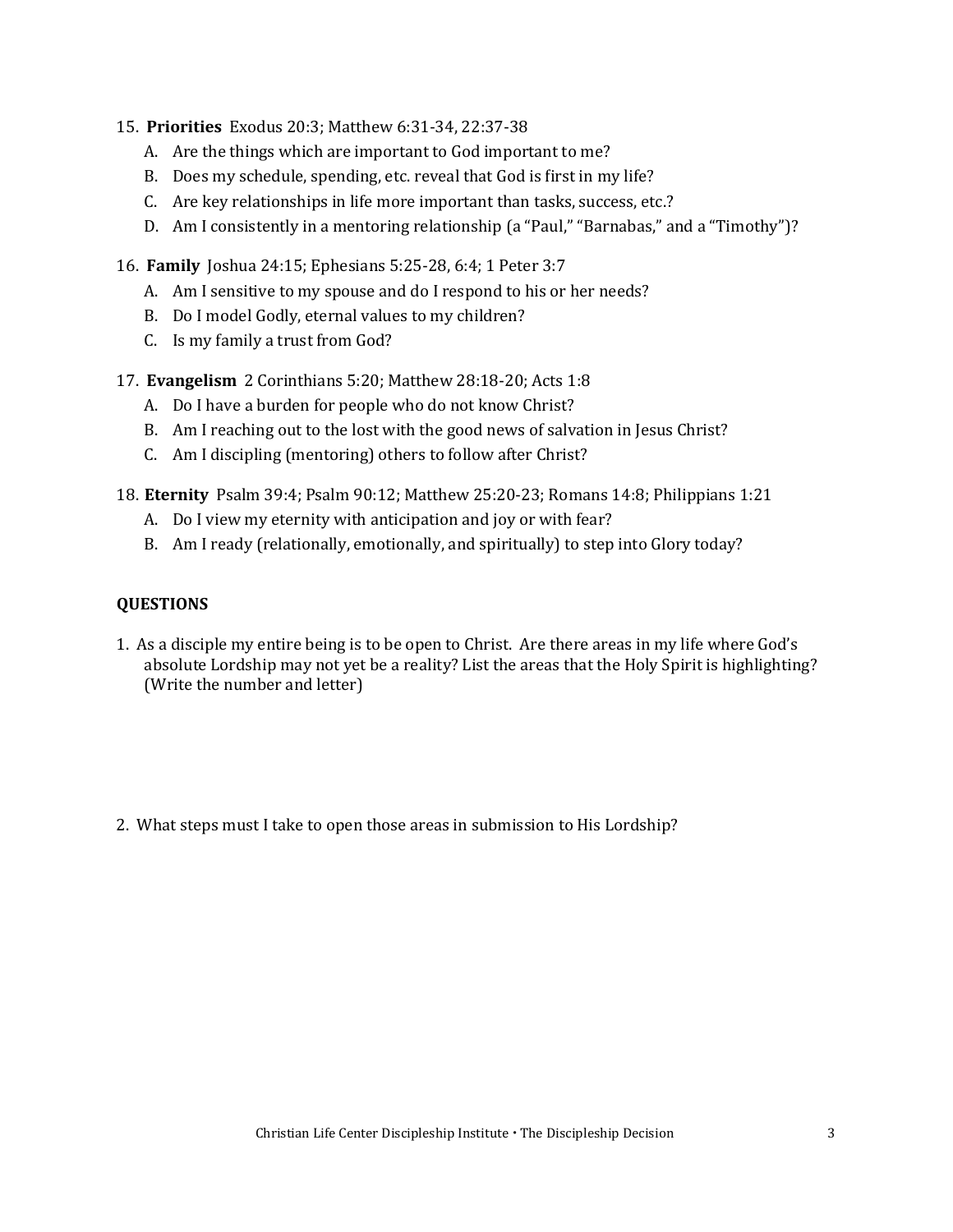15. **Priorities** Exodus 20:3; Matthew 6:31-34, 22:37-38
    A. Are the things which are important to God important to me?
    B. Does my schedule, spending, etc. reveal that God is first in my life?
    C. Are key relationships in life more important than tasks, success, etc.?
    D. Am I consistently in a mentoring relationship (a "Paul," "Barnabas," and a "Timothy")?

16. **Family** Joshua 24:15; Ephesians 5:25-28, 6:4; 1 Peter 3:7
    A. Am I sensitive to my spouse and do I respond to his or her needs?
    B. Do I model Godly, eternal values to my children?
    C. Is my family a trust from God?

17. **Evangelism** 2 Corinthians 5:20; Matthew 28:18-20; Acts 1:8
    A. Do I have a burden for people who do not know Christ?
    B. Am I reaching out to the lost with the good news of salvation in Jesus Christ?
    C. Am I discipling (mentoring) others to follow after Christ?

18. **Eternity** Psalm 39:4; Psalm 90:12; Matthew 25:20-23; Romans 14:8; Philippians 1:21
    A. Do I view my eternity with anticipation and joy or with fear?
    B. Am I ready (relationally, emotionally, and spiritually) to step into Glory today?

**QUESTIONS**

1. As a disciple my entire being is to be open to Christ. Are there areas in my life where God's absolute Lordship may not yet be a reality? List the areas that the Holy Spirit is highlighting? (Write the number and letter)

2. What steps must I take to open those areas in submission to His Lordship?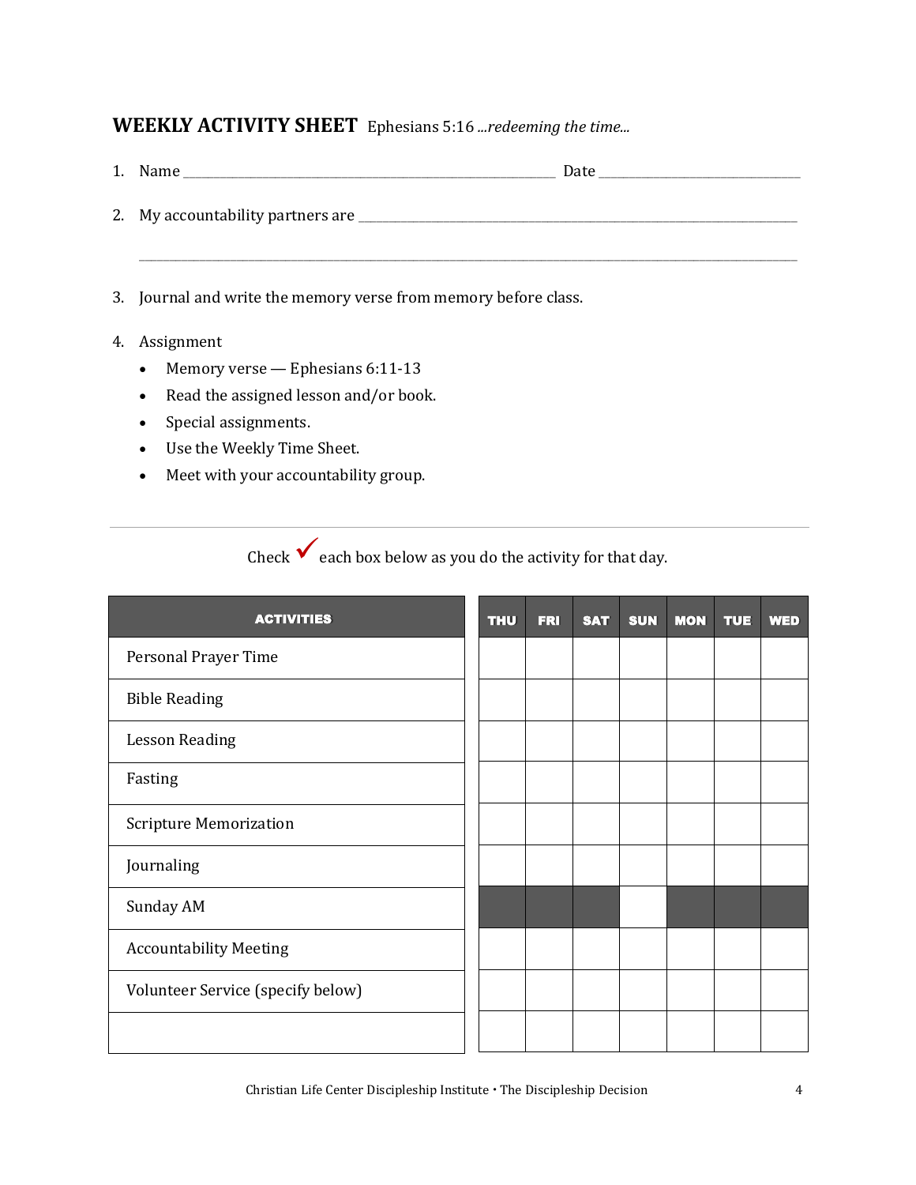## WEEKLY ACTIVITY SHEET Ephesians 5:16 *...redeeming the time...*

1. Name ______________________________________________ Date ________________________

2. My accountability partners are ____________________________________________________

   ___________________________________________________________________________________

3. Journal and write the memory verse from memory before class.

4. Assignment
   - Memory verse — Ephesians 6:11-13
   - Read the assigned lesson and/or book.
   - Special assignments.
   - Use the Weekly Time Sheet.
   - Meet with your accountability group.

---

Check ✓ each box below as you do the activity for that day.

| ACTIVITIES | THU | FRI | SAT | SUN | MON | TUE | WED |
|---|---|---|---|---|---|---|---|
| Personal Prayer Time | | | | | | | |
| Bible Reading | | | | | | | |
| Lesson Reading | | | | | | | |
| Fasting | | | | | | | |
| Scripture Memorization | | | | | | | |
| Journaling | | | | | | | |
| Sunday AM | | | | | | | |
| Accountability Meeting | | | | | | | |
| Volunteer Service (specify below) | | | | | | | |
| | | | | | | | |